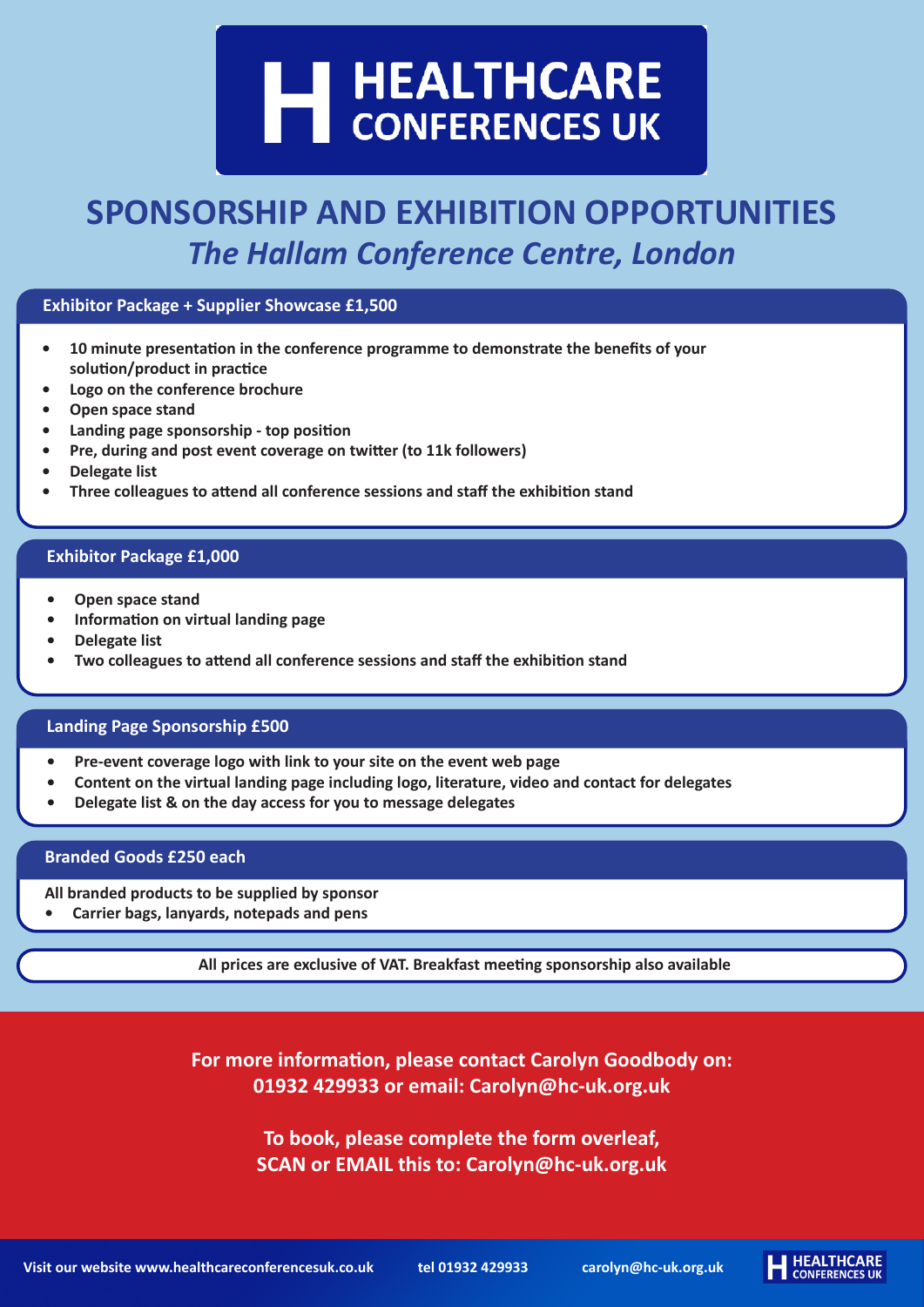# HEALTHCARE CONFERENCES UK

## SPONSORSHIP AND EXHIBITION OPPORTUNITIES

## *The Hallam Conference Centre, London*

### Exhibitor Package + Supplier Showcase £1,500

- **10 minute presentation in the conference programme to demonstrate the benefits of your solution/product in practice**
- **Logo on the conference brochure**
- **Open space stand**
- **Landing page sponsorship - top position**
- **Pre, during and post event coverage on twitter (to 11k followers)**
- **Delegate list**
- **Three colleagues to attend all conference sessions and staff the exhibition stand**

### Exhibitor Package £1,000

- **Open space stand**
- **Information on virtual landing page**
- **Delegate list**
- **Two colleagues to attend all conference sessions and staff the exhibition stand**

### Landing Page Sponsorship £500

- **Pre-event coverage logo with link to your site on the event web page**
- **Content on the virtual landing page including logo, literature, video and contact for delegates**
- **Delegate list & on the day access for you to message delegates**

### Branded Goods £250 each

**All branded products to be supplied by sponsor**

- **Carrier bags, lanyards, notepads and pens**

**All prices are exclusive of VAT. Breakfast meeting sponsorship also available**

**For more information, please contact Carolyn Goodbody on: 01932 429933 or email: Carolyn@hc-uk.org.uk**

**To book, please complete the form overleaf, SCAN or EMAIL this to: Carolyn@hc-uk.org.uk**

**Visit our website www.healthcareconferencesuk.co.uk** **tel 01932 429933** **carolyn@hc-uk.org.uk**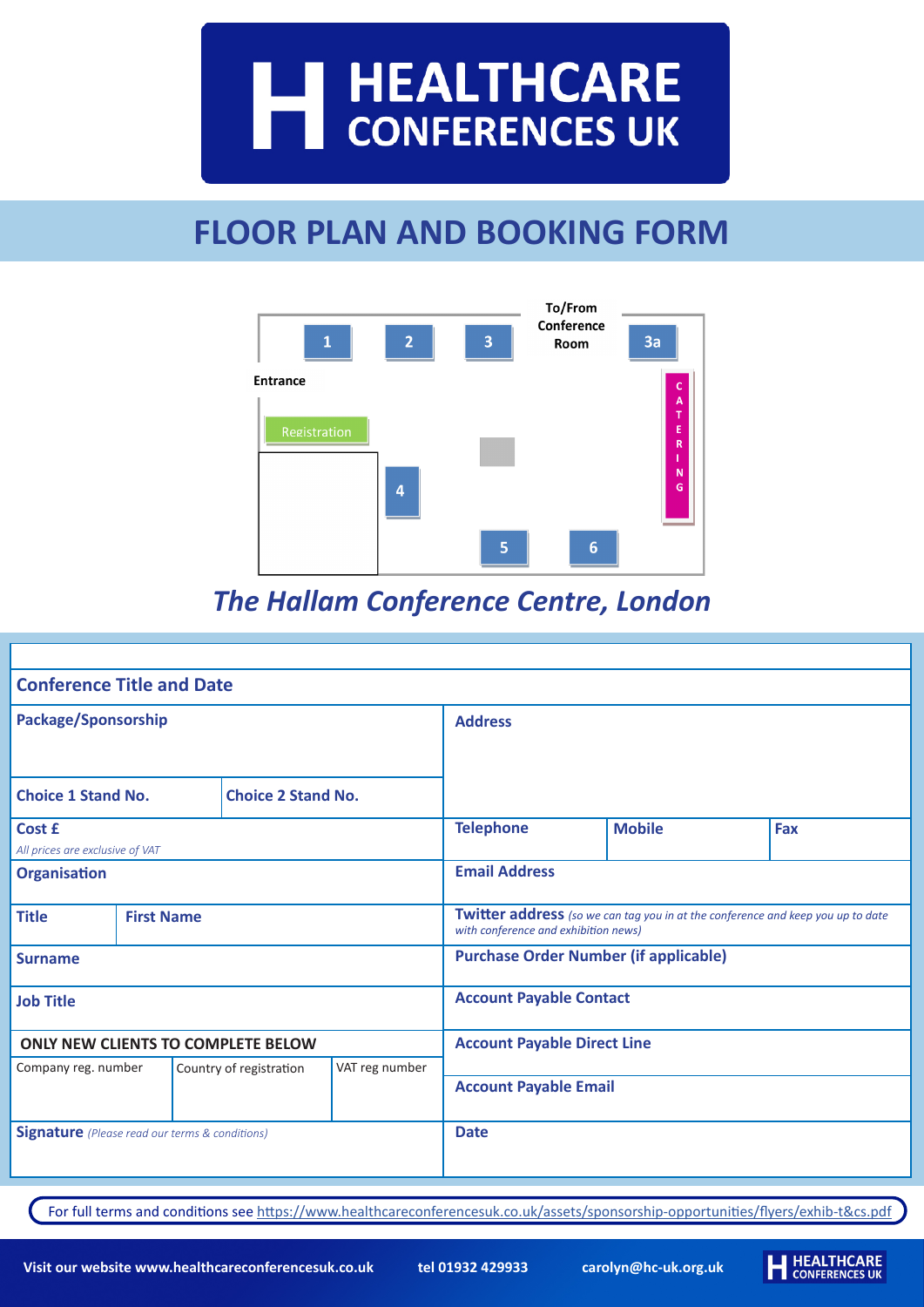# HEALTHCARE CONFERENCES UK

## FLOOR PLAN AND BOOKING FORM

To/From Conference Room

1
2
3
3a

Entrance

Registration

CATERING

4
5
6

*The Hallam Conference Centre, London*

| | | | |
|---|---|---|---|
| **Conference Title and Date** | | | |
| **Package/Sponsorship** | | **Address** | |
| **Choice 1 Stand No.** | **Choice 2 Stand No.** | | |
| **Cost £** *All prices are exclusive of VAT* | | **Telephone** | **Mobile** | **Fax** |
| **Organisation** | | **Email Address** | |
| **Title** | **First Name** | **Twitter address** *(so we can tag you in at the conference and keep you up to date with conference and exhibition news)* | |
| **Surname** | | **Purchase Order Number (if applicable)** | |
| **Job Title** | | **Account Payable Contact** | |
| **ONLY NEW CLIENTS TO COMPLETE BELOW** | | **Account Payable Direct Line** | |
| Company reg. number / Country of registration / VAT reg number | | **Account Payable Email** | |
| **Signature** *(Please read our terms & conditions)* | | **Date** | |

For full terms and conditions see https://www.healthcareconferencesuk.co.uk/assets/sponsorship-opportunities/flyers/exhib-t&cs.pdf

**Visit our website www.healthcareconferencesuk.co.uk** **tel 01932 429933** **carolyn@hc-uk.org.uk**